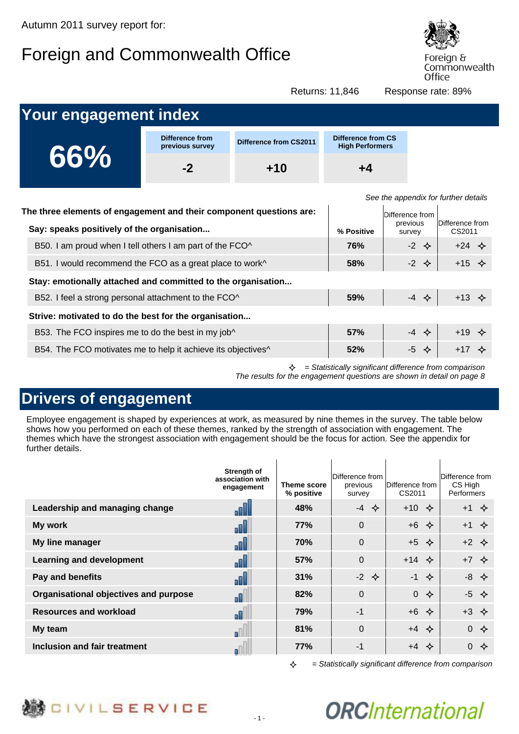Autumn 2011 survey report for:

# Foreign and Commonwealth Office

Returns: 11,846 Response rate: 89%

## Your engagement index

| 66% | Difference from previous survey | Difference from CS2011 | Difference from CS High Performers |
|---|---|---|---|
| | -2 | +10 | +4 |

*See the appendix for further details*

| The three elements of engagement and their component questions are: | % Positive | Difference from previous survey | Difference from CS2011 |
|---|---|---|---|
| **Say: speaks positively of the organisation...** | | | |
| B50. I am proud when I tell others I am part of the FCO^ | 76% | -2 ✧ | +24 ✧ |
| B51. I would recommend the FCO as a great place to work^ | 58% | -2 ✧ | +15 ✧ |
| **Stay: emotionally attached and committed to the organisation...** | | | |
| B52. I feel a strong personal attachment to the FCO^ | 59% | -4 ✧ | +13 ✧ |
| **Strive: motivated to do the best for the organisation...** | | | |
| B53. The FCO inspires me to do the best in my job^ | 57% | -4 ✧ | +19 ✧ |
| B54. The FCO motivates me to help it achieve its objectives^ | 52% | -5 ✧ | +17 ✧ |

✧ = *Statistically significant difference from comparison*

*The results for the engagement questions are shown in detail on page 8*

## Drivers of engagement

Employee engagement is shaped by experiences at work, as measured by nine themes in the survey. The table below shows how you performed on each of these themes, ranked by the strength of association with engagement. The themes which have the strongest association with engagement should be the focus for action. See the appendix for further details.

| | Strength of association with engagement | Theme score % positive | Difference from previous survey | Difference from CS2011 | Difference from CS High Performers |
|---|---|---|---|---|---|
| **Leadership and managing change** | | 48% | -4 ✧ | +10 ✧ | +1 ✧ |
| **My work** | | 77% | 0 | +6 ✧ | +1 ✧ |
| **My line manager** | | 70% | 0 | +5 ✧ | +2 ✧ |
| **Learning and development** | | 57% | 0 | +14 ✧ | +7 ✧ |
| **Pay and benefits** | | 31% | -2 ✧ | -1 ✧ | -8 ✧ |
| **Organisational objectives and purpose** | | 82% | 0 | 0 ✧ | -5 ✧ |
| **Resources and workload** | | 79% | -1 | +6 ✧ | +3 ✧ |
| **My team** | | 81% | 0 | +4 ✧ | 0 ✧ |
| **Inclusion and fair treatment** | | 77% | -1 | +4 ✧ | 0 ✧ |

✧ = *Statistically significant difference from comparison*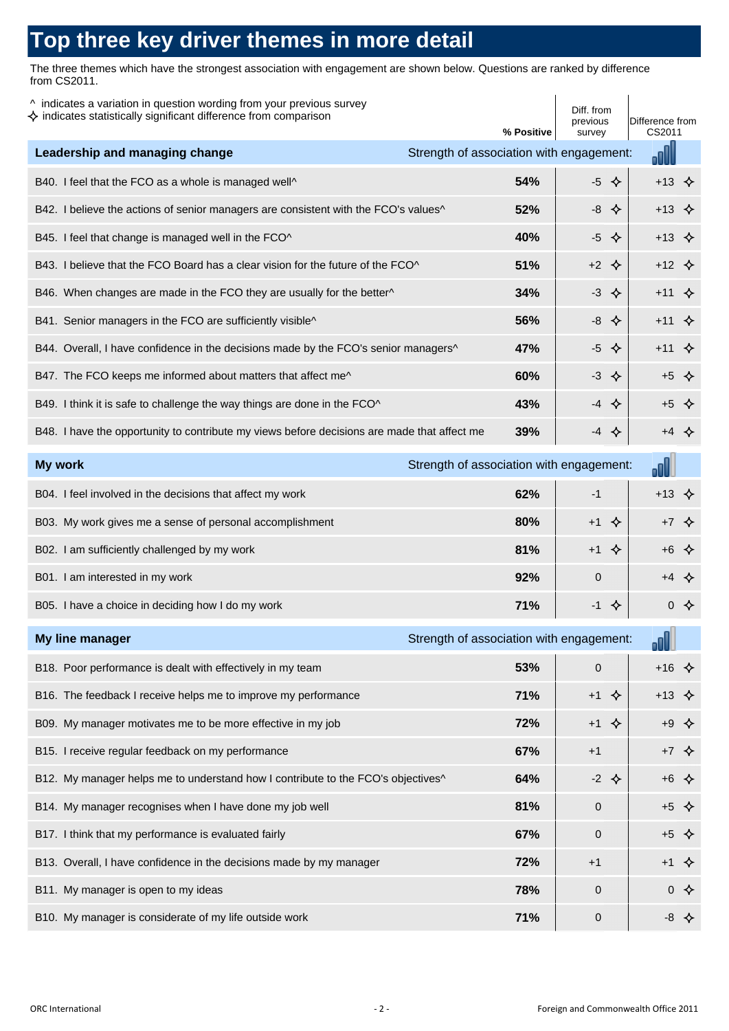# Top three key driver themes in more detail

The three themes which have the strongest association with engagement are shown below. Questions are ranked by difference from CS2011.

^ indicates a variation in question wording from your previous survey
✧ indicates statistically significant difference from comparison

| | % Positive | Diff. from previous survey | Difference from CS2011 |
|---|---|---|---|
| **Leadership and managing change** — Strength of association with engagement: | | | |
| B40. I feel that the FCO as a whole is managed well^ | **54%** | -5 ✧ | +13 ✧ |
| B42. I believe the actions of senior managers are consistent with the FCO's values^ | **52%** | -8 ✧ | +13 ✧ |
| B45. I feel that change is managed well in the FCO^ | **40%** | -5 ✧ | +13 ✧ |
| B43. I believe that the FCO Board has a clear vision for the future of the FCO^ | **51%** | +2 ✧ | +12 ✧ |
| B46. When changes are made in the FCO they are usually for the better^ | **34%** | -3 ✧ | +11 ✧ |
| B41. Senior managers in the FCO are sufficiently visible^ | **56%** | -8 ✧ | +11 ✧ |
| B44. Overall, I have confidence in the decisions made by the FCO's senior managers^ | **47%** | -5 ✧ | +11 ✧ |
| B47. The FCO keeps me informed about matters that affect me^ | **60%** | -3 ✧ | +5 ✧ |
| B49. I think it is safe to challenge the way things are done in the FCO^ | **43%** | -4 ✧ | +5 ✧ |
| B48. I have the opportunity to contribute my views before decisions are made that affect me | **39%** | -4 ✧ | +4 ✧ |
| **My work** — Strength of association with engagement: | | | |
| B04. I feel involved in the decisions that affect my work | **62%** | -1 | +13 ✧ |
| B03. My work gives me a sense of personal accomplishment | **80%** | +1 ✧ | +7 ✧ |
| B02. I am sufficiently challenged by my work | **81%** | +1 ✧ | +6 ✧ |
| B01. I am interested in my work | **92%** | 0 | +4 ✧ |
| B05. I have a choice in deciding how I do my work | **71%** | -1 ✧ | 0 ✧ |
| **My line manager** — Strength of association with engagement: | | | |
| B18. Poor performance is dealt with effectively in my team | **53%** | 0 | +16 ✧ |
| B16. The feedback I receive helps me to improve my performance | **71%** | +1 ✧ | +13 ✧ |
| B09. My manager motivates me to be more effective in my job | **72%** | +1 ✧ | +9 ✧ |
| B15. I receive regular feedback on my performance | **67%** | +1 | +7 ✧ |
| B12. My manager helps me to understand how I contribute to the FCO's objectives^ | **64%** | -2 ✧ | +6 ✧ |
| B14. My manager recognises when I have done my job well | **81%** | 0 | +5 ✧ |
| B17. I think that my performance is evaluated fairly | **67%** | 0 | +5 ✧ |
| B13. Overall, I have confidence in the decisions made by my manager | **72%** | +1 | +1 ✧ |
| B11. My manager is open to my ideas | **78%** | 0 | 0 ✧ |
| B10. My manager is considerate of my life outside work | **71%** | 0 | -8 ✧ |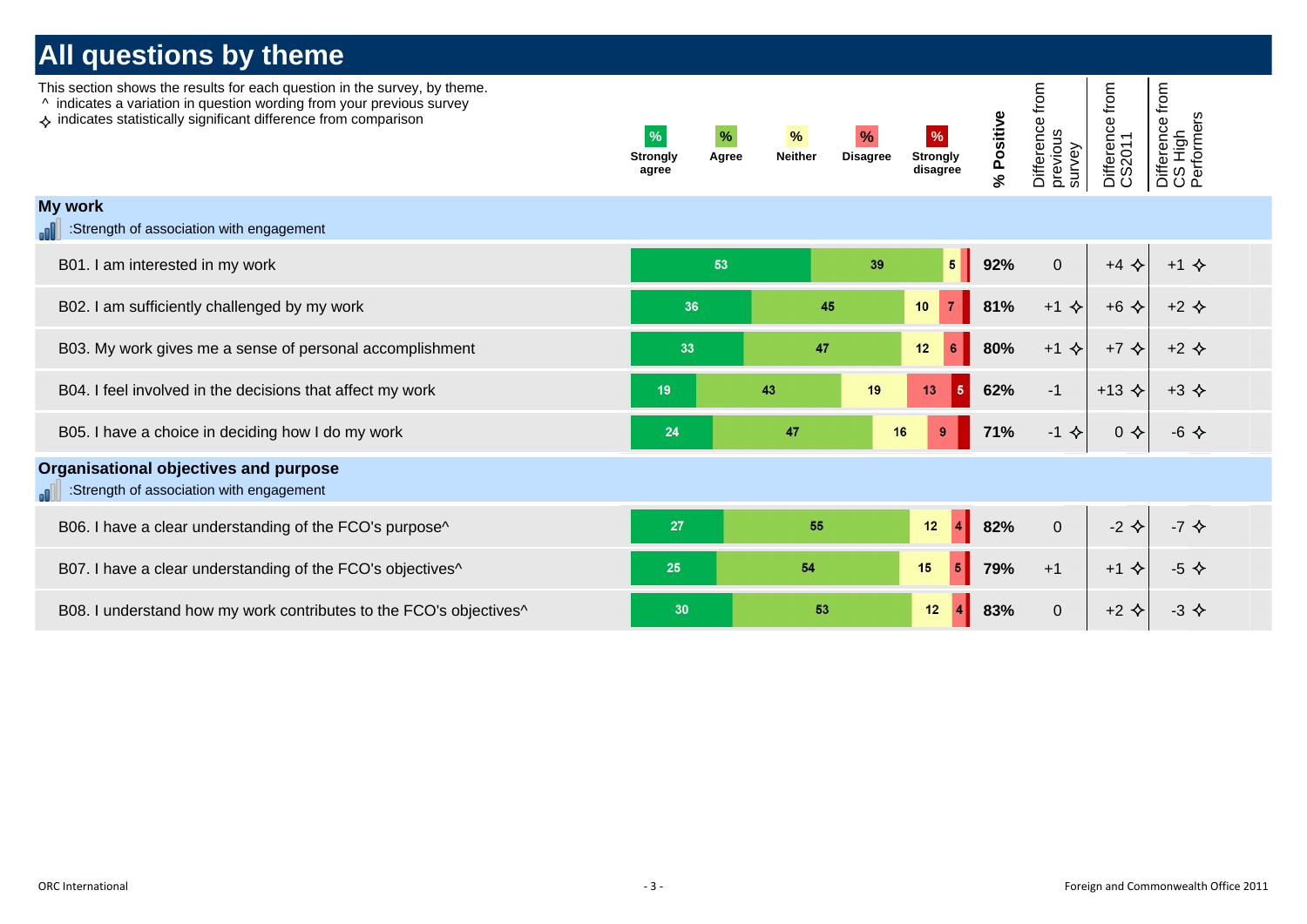# All questions by theme

This section shows the results for each question in the survey, by theme.
^ indicates a variation in question wording from your previous survey
✧ indicates statistically significant difference from comparison

| Question | % Strongly agree | % Agree | % Neither | % Disagree | % Strongly disagree | % Positive | Difference from previous survey | Difference from CS2011 | Difference from CS High Performers |
|---|---|---|---|---|---|---|---|---|---|
| **My work** (:Strength of association with engagement) | | | | | | | | | |
| B01. I am interested in my work | 53 | 39 | 5 | | | 92% | 0 | +4 ✧ | +1 ✧ |
| B02. I am sufficiently challenged by my work | 36 | 45 | 10 | 7 | | 81% | +1 ✧ | +6 ✧ | +2 ✧ |
| B03. My work gives me a sense of personal accomplishment | 33 | 47 | 12 | 6 | | 80% | +1 ✧ | +7 ✧ | +2 ✧ |
| B04. I feel involved in the decisions that affect my work | 19 | 43 | 19 | 13 | 5 | 62% | -1 | +13 ✧ | +3 ✧ |
| B05. I have a choice in deciding how I do my work | 24 | 47 | 16 | 9 | | 71% | -1 ✧ | 0 ✧ | -6 ✧ |
| **Organisational objectives and purpose** (:Strength of association with engagement) | | | | | | | | | |
| B06. I have a clear understanding of the FCO's purpose^ | 27 | 55 | 12 | 4 | | 82% | 0 | -2 ✧ | -7 ✧ |
| B07. I have a clear understanding of the FCO's objectives^ | 25 | 54 | 15 | 5 | | 79% | +1 | +1 ✧ | -5 ✧ |
| B08. I understand how my work contributes to the FCO's objectives^ | 30 | 53 | 12 | 4 | | 83% | 0 | +2 ✧ | -3 ✧ |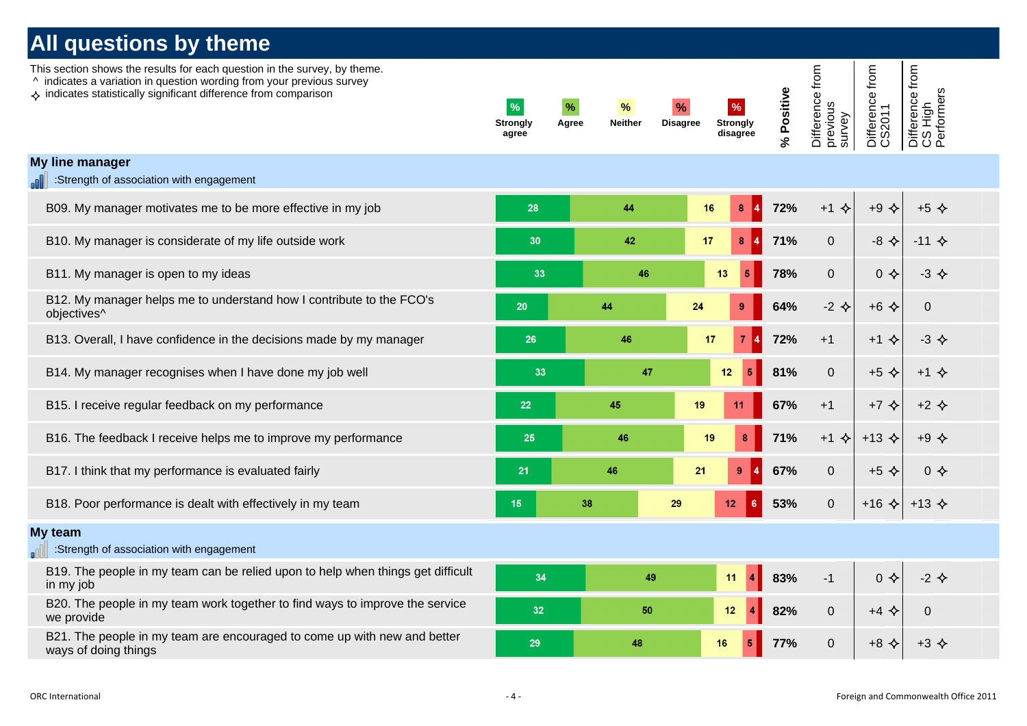# All questions by theme

This section shows the results for each question in the survey, by theme.
^ indicates a variation in question wording from your previous survey
✧ indicates statistically significant difference from comparison

| Question | % Strongly agree | % Agree | % Neither | % Disagree | % Strongly disagree | % Positive | Difference from previous survey | Difference from CS2011 | Difference from CS High Performers |
|---|---|---|---|---|---|---|---|---|---|
| **My line manager** (:Strength of association with engagement) | | | | | | | | | |
| B09. My manager motivates me to be more effective in my job | 28 | 44 | 16 | 8 | 4 | 72% | +1 ✧ | +9 ✧ | +5 ✧ |
| B10. My manager is considerate of my life outside work | 30 | 42 | 17 | 8 | 4 | 71% | 0 | -8 ✧ | -11 ✧ |
| B11. My manager is open to my ideas | 33 | 46 | 13 | 5 | | 78% | 0 | 0 ✧ | -3 ✧ |
| B12. My manager helps me to understand how I contribute to the FCO's objectives^ | 20 | 44 | 24 | 9 | | 64% | -2 ✧ | +6 ✧ | 0 |
| B13. Overall, I have confidence in the decisions made by my manager | 26 | 46 | 17 | 7 | 4 | 72% | +1 | +1 ✧ | -3 ✧ |
| B14. My manager recognises when I have done my job well | 33 | 47 | 12 | 5 | | 81% | 0 | +5 ✧ | +1 ✧ |
| B15. I receive regular feedback on my performance | 22 | 45 | 19 | 11 | | 67% | +1 | +7 ✧ | +2 ✧ |
| B16. The feedback I receive helps me to improve my performance | 25 | 46 | 19 | 8 | | 71% | +1 ✧ | +13 ✧ | +9 ✧ |
| B17. I think that my performance is evaluated fairly | 21 | 46 | 21 | 9 | 4 | 67% | 0 | +5 ✧ | 0 ✧ |
| B18. Poor performance is dealt with effectively in my team | 15 | 38 | 29 | 12 | 6 | 53% | 0 | +16 ✧ | +13 ✧ |
| **My team** (:Strength of association with engagement) | | | | | | | | | |
| B19. The people in my team can be relied upon to help when things get difficult in my job | 34 | 49 | 11 | 4 | | 83% | -1 | 0 ✧ | -2 ✧ |
| B20. The people in my team work together to find ways to improve the service we provide | 32 | 50 | 12 | 4 | | 82% | 0 | +4 ✧ | 0 |
| B21. The people in my team are encouraged to come up with new and better ways of doing things | 29 | 48 | 16 | 5 | | 77% | 0 | +8 ✧ | +3 ✧ |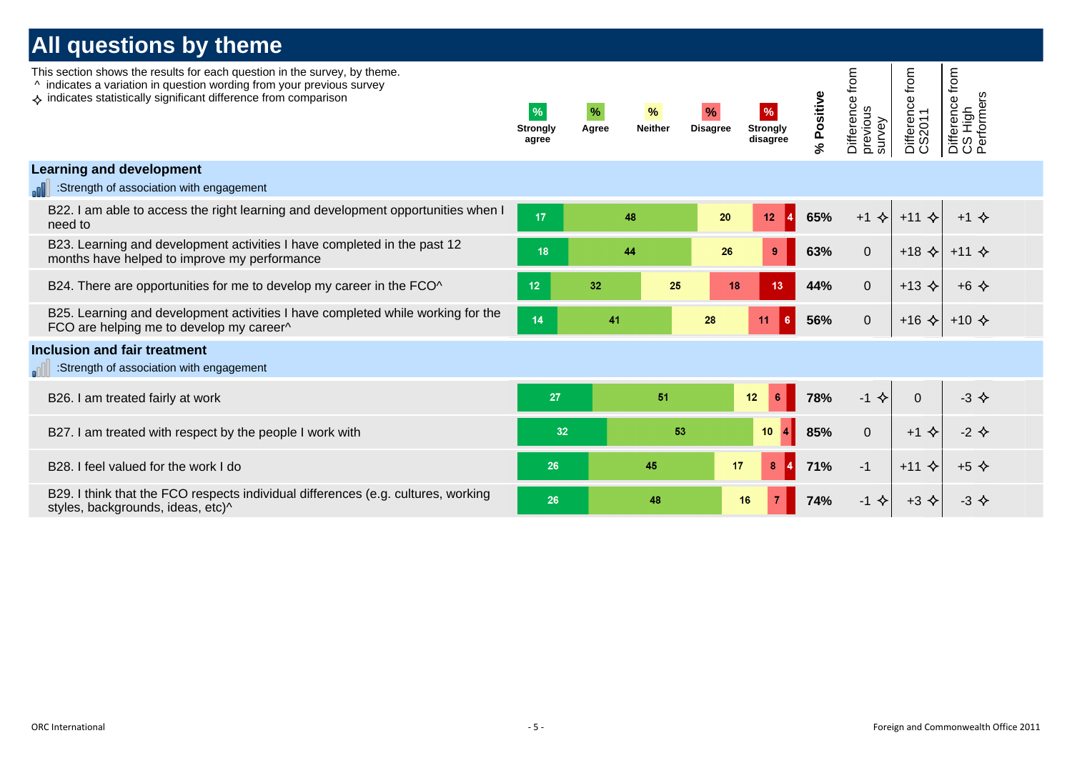# All questions by theme

This section shows the results for each question in the survey, by theme.
^ indicates a variation in question wording from your previous survey
✧ indicates statistically significant difference from comparison

| Question | % Strongly agree | % Agree | % Neither | % Disagree | % Strongly disagree | % Positive | Difference from previous survey | Difference from CS2011 | Difference from CS High Performers |
|---|---|---|---|---|---|---|---|---|---|
| **Learning and development** (Strength of association with engagement) | | | | | | | | | |
| B22. I am able to access the right learning and development opportunities when I need to | 17 | 48 | 20 | 12 | 4 | 65% | +1 ✧ | +11 ✧ | +1 ✧ |
| B23. Learning and development activities I have completed in the past 12 months have helped to improve my performance | 18 | 44 | 26 | 9 | | 63% | 0 | +18 ✧ | +11 ✧ |
| B24. There are opportunities for me to develop my career in the FCO^ | 12 | 32 | 25 | 18 | 13 | 44% | 0 | +13 ✧ | +6 ✧ |
| B25. Learning and development activities I have completed while working for the FCO are helping me to develop my career^ | 14 | 41 | 28 | 11 | 6 | 56% | 0 | +16 ✧ | +10 ✧ |
| **Inclusion and fair treatment** (Strength of association with engagement) | | | | | | | | | |
| B26. I am treated fairly at work | 27 | 51 | 12 | 6 | | 78% | -1 ✧ | 0 | -3 ✧ |
| B27. I am treated with respect by the people I work with | 32 | 53 | 10 | 4 | | 85% | 0 | +1 ✧ | -2 ✧ |
| B28. I feel valued for the work I do | 26 | 45 | 17 | 8 | 4 | 71% | -1 | +11 ✧ | +5 ✧ |
| B29. I think that the FCO respects individual differences (e.g. cultures, working styles, backgrounds, ideas, etc)^ | 26 | 48 | 16 | 7 | | 74% | -1 ✧ | +3 ✧ | -3 ✧ |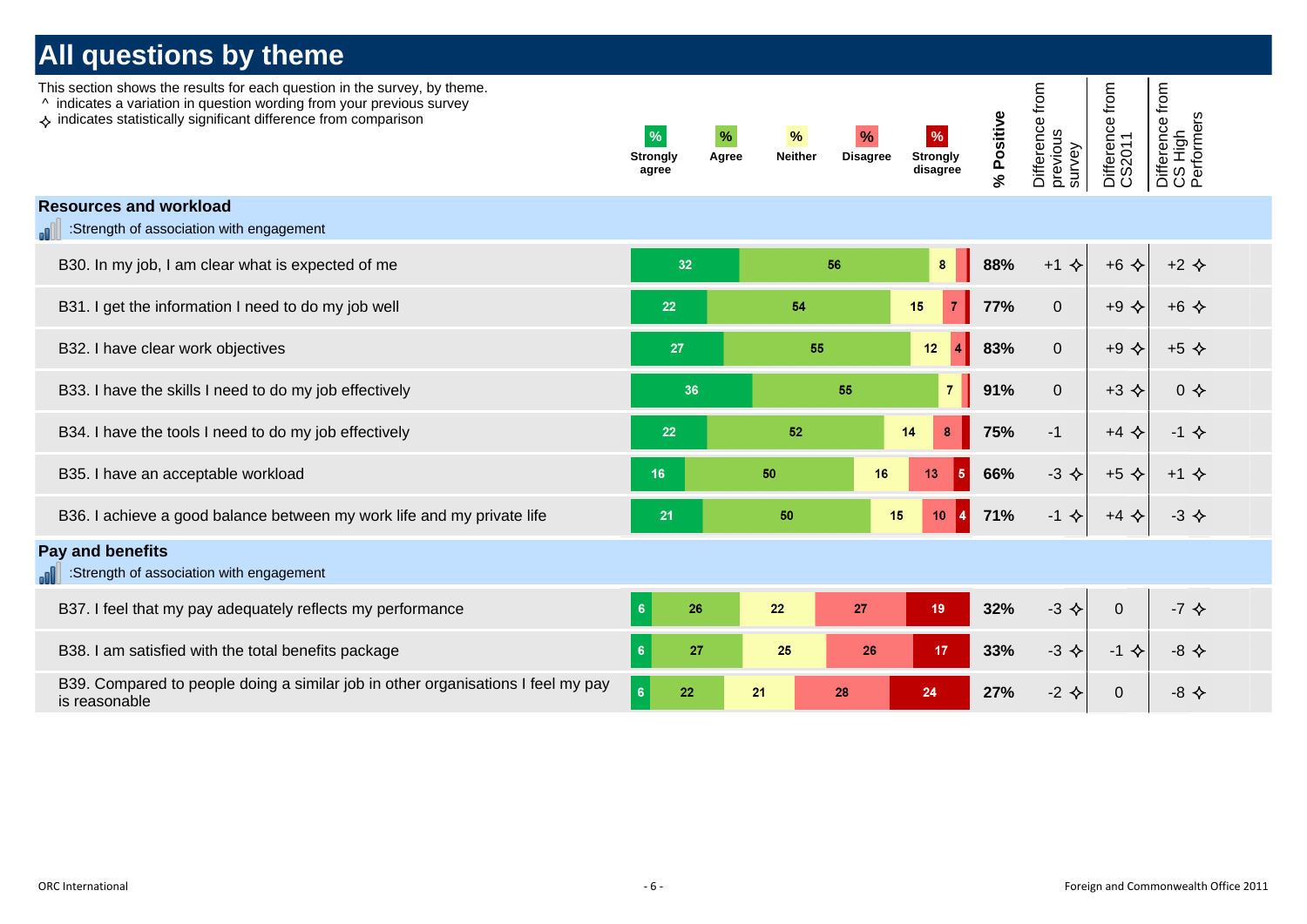# All questions by theme

This section shows the results for each question in the survey, by theme.
^ indicates a variation in question wording from your previous survey
✧ indicates statistically significant difference from comparison

## Resources and workload

:Strength of association with engagement

| Question | % Strongly agree | % Agree | % Neither | % Disagree | % Strongly disagree | % Positive | Difference from previous survey | Difference from CS2011 | Difference from CS High Performers |
|---|---|---|---|---|---|---|---|---|---|
| B30. In my job, I am clear what is expected of me | 32 | 56 | 8 | | | 88% | +1 ✧ | +6 ✧ | +2 ✧ |
| B31. I get the information I need to do my job well | 22 | 54 | 15 | 7 | | 77% | 0 | +9 ✧ | +6 ✧ |
| B32. I have clear work objectives | 27 | 55 | 12 | 4 | | 83% | 0 | +9 ✧ | +5 ✧ |
| B33. I have the skills I need to do my job effectively | 36 | 55 | 7 | | | 91% | 0 | +3 ✧ | 0 ✧ |
| B34. I have the tools I need to do my job effectively | 22 | 52 | 14 | 8 | | 75% | -1 | +4 ✧ | -1 ✧ |
| B35. I have an acceptable workload | 16 | 50 | 16 | 13 | 5 | 66% | -3 ✧ | +5 ✧ | +1 ✧ |
| B36. I achieve a good balance between my work life and my private life | 21 | 50 | 15 | 10 | 4 | 71% | -1 ✧ | +4 ✧ | -3 ✧ |

## Pay and benefits

:Strength of association with engagement

| Question | % Strongly agree | % Agree | % Neither | % Disagree | % Strongly disagree | % Positive | Difference from previous survey | Difference from CS2011 | Difference from CS High Performers |
|---|---|---|---|---|---|---|---|---|---|
| B37. I feel that my pay adequately reflects my performance | 6 | 26 | 22 | 27 | 19 | 32% | -3 ✧ | 0 | -7 ✧ |
| B38. I am satisfied with the total benefits package | 6 | 27 | 25 | 26 | 17 | 33% | -3 ✧ | -1 ✧ | -8 ✧ |
| B39. Compared to people doing a similar job in other organisations I feel my pay is reasonable | 6 | 22 | 21 | 28 | 24 | 27% | -2 ✧ | 0 | -8 ✧ |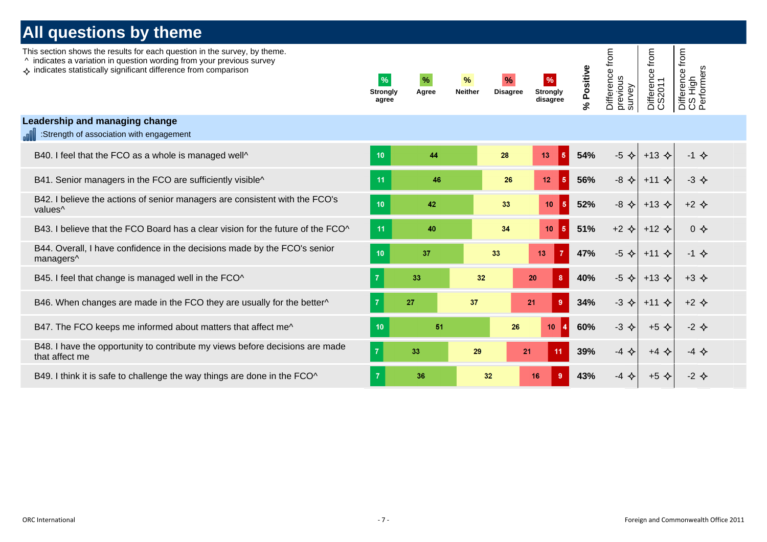# All questions by theme

This section shows the results for each question in the survey, by theme.
^ indicates a variation in question wording from your previous survey
✧ indicates statistically significant difference from comparison

## Leadership and managing change

:Strength of association with engagement

| Question | % Strongly agree | % Agree | % Neither | % Disagree | % Strongly disagree | % Positive | Difference from previous survey | Difference from CS2011 | Difference from CS High Performers |
|---|---|---|---|---|---|---|---|---|---|
| B40. I feel that the FCO as a whole is managed well^ | 10 | 44 | 28 | 13 | 5 | 54% | -5 ✧ | +13 ✧ | -1 ✧ |
| B41. Senior managers in the FCO are sufficiently visible^ | 11 | 46 | 26 | 12 | 5 | 56% | -8 ✧ | +11 ✧ | -3 ✧ |
| B42. I believe the actions of senior managers are consistent with the FCO's values^ | 10 | 42 | 33 | 10 | 5 | 52% | -8 ✧ | +13 ✧ | +2 ✧ |
| B43. I believe that the FCO Board has a clear vision for the future of the FCO^ | 11 | 40 | 34 | 10 | 5 | 51% | +2 ✧ | +12 ✧ | 0 ✧ |
| B44. Overall, I have confidence in the decisions made by the FCO's senior managers^ | 10 | 37 | 33 | 13 | 7 | 47% | -5 ✧ | +11 ✧ | -1 ✧ |
| B45. I feel that change is managed well in the FCO^ | 7 | 33 | 32 | 20 | 8 | 40% | -5 ✧ | +13 ✧ | +3 ✧ |
| B46. When changes are made in the FCO they are usually for the better^ | 7 | 27 | 37 | 21 | 9 | 34% | -3 ✧ | +11 ✧ | +2 ✧ |
| B47. The FCO keeps me informed about matters that affect me^ | 10 | 51 | 26 | 10 | 4 | 60% | -3 ✧ | +5 ✧ | -2 ✧ |
| B48. I have the opportunity to contribute my views before decisions are made that affect me | 7 | 33 | 29 | 21 | 11 | 39% | -4 ✧ | +4 ✧ | -4 ✧ |
| B49. I think it is safe to challenge the way things are done in the FCO^ | 7 | 36 | 32 | 16 | 9 | 43% | -4 ✧ | +5 ✧ | -2 ✧ |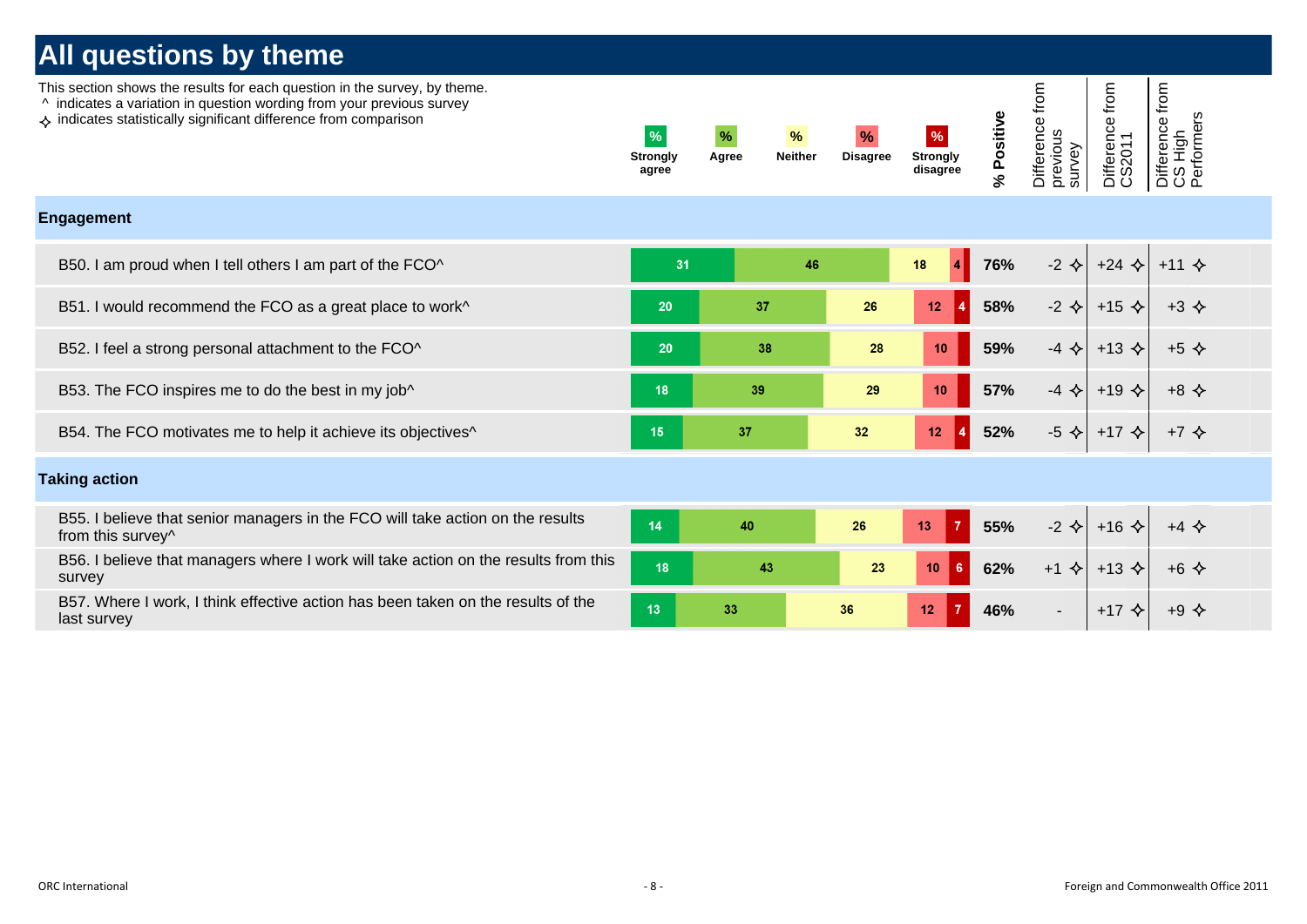# All questions by theme

This section shows the results for each question in the survey, by theme.
^ indicates a variation in question wording from your previous survey
✧ indicates statistically significant difference from comparison

| Question | % Strongly agree | % Agree | % Neither | % Disagree | % Strongly disagree | % Positive | Difference from previous survey | Difference from CS2011 | Difference from CS High Performers |
|---|---|---|---|---|---|---|---|---|---|
| **Engagement** | | | | | | | | | |
| B50. I am proud when I tell others I am part of the FCO^ | 31 | 46 | 18 | 4 | | 76% | -2 ✧ | +24 ✧ | +11 ✧ |
| B51. I would recommend the FCO as a great place to work^ | 20 | 37 | 26 | 12 | 4 | 58% | -2 ✧ | +15 ✧ | +3 ✧ |
| B52. I feel a strong personal attachment to the FCO^ | 20 | 38 | 28 | 10 | | 59% | -4 ✧ | +13 ✧ | +5 ✧ |
| B53. The FCO inspires me to do the best in my job^ | 18 | 39 | 29 | 10 | | 57% | -4 ✧ | +19 ✧ | +8 ✧ |
| B54. The FCO motivates me to help it achieve its objectives^ | 15 | 37 | 32 | 12 | 4 | 52% | -5 ✧ | +17 ✧ | +7 ✧ |
| **Taking action** | | | | | | | | | |
| B55. I believe that senior managers in the FCO will take action on the results from this survey^ | 14 | 40 | 26 | 13 | 7 | 55% | -2 ✧ | +16 ✧ | +4 ✧ |
| B56. I believe that managers where I work will take action on the results from this survey | 18 | 43 | 23 | 10 | 6 | 62% | +1 ✧ | +13 ✧ | +6 ✧ |
| B57. Where I work, I think effective action has been taken on the results of the last survey | 13 | 33 | 36 | 12 | 7 | 46% | - | +17 ✧ | +9 ✧ |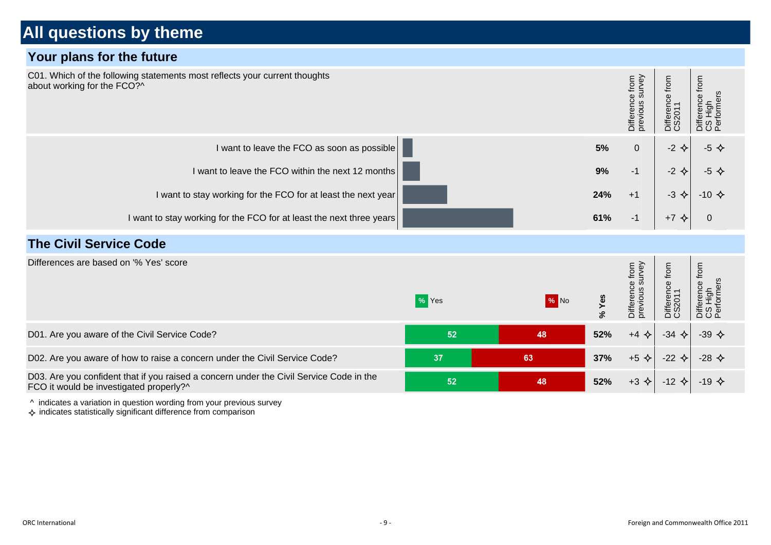# All questions by theme

## Your plans for the future

C01. Which of the following statements most reflects your current thoughts about working for the FCO?^

| | % | Difference from previous survey | Difference from CS2011 | Difference from CS High Performers |
|---|---|---|---|---|
| I want to leave the FCO as soon as possible | 5% | 0 | -2 ✧ | -5 ✧ |
| I want to leave the FCO within the next 12 months | 9% | -1 | -2 ✧ | -5 ✧ |
| I want to stay working for the FCO for at least the next year | 24% | +1 | -3 ✧ | -10 ✧ |
| I want to stay working for the FCO for at least the next three years | 61% | -1 | +7 ✧ | 0 |

## The Civil Service Code

Differences are based on '% Yes' score

| | % Yes | % No | % Yes | Difference from previous survey | Difference from CS2011 | Difference from CS High Performers |
|---|---|---|---|---|---|---|
| D01. Are you aware of the Civil Service Code? | 52 | 48 | 52% | +4 ✧ | -34 ✧ | -39 ✧ |
| D02. Are you aware of how to raise a concern under the Civil Service Code? | 37 | 63 | 37% | +5 ✧ | -22 ✧ | -28 ✧ |
| D03. Are you confident that if you raised a concern under the Civil Service Code in the FCO it would be investigated properly?^ | 52 | 48 | 52% | +3 ✧ | -12 ✧ | -19 ✧ |

^ indicates a variation in question wording from your previous survey

✧ indicates statistically significant difference from comparison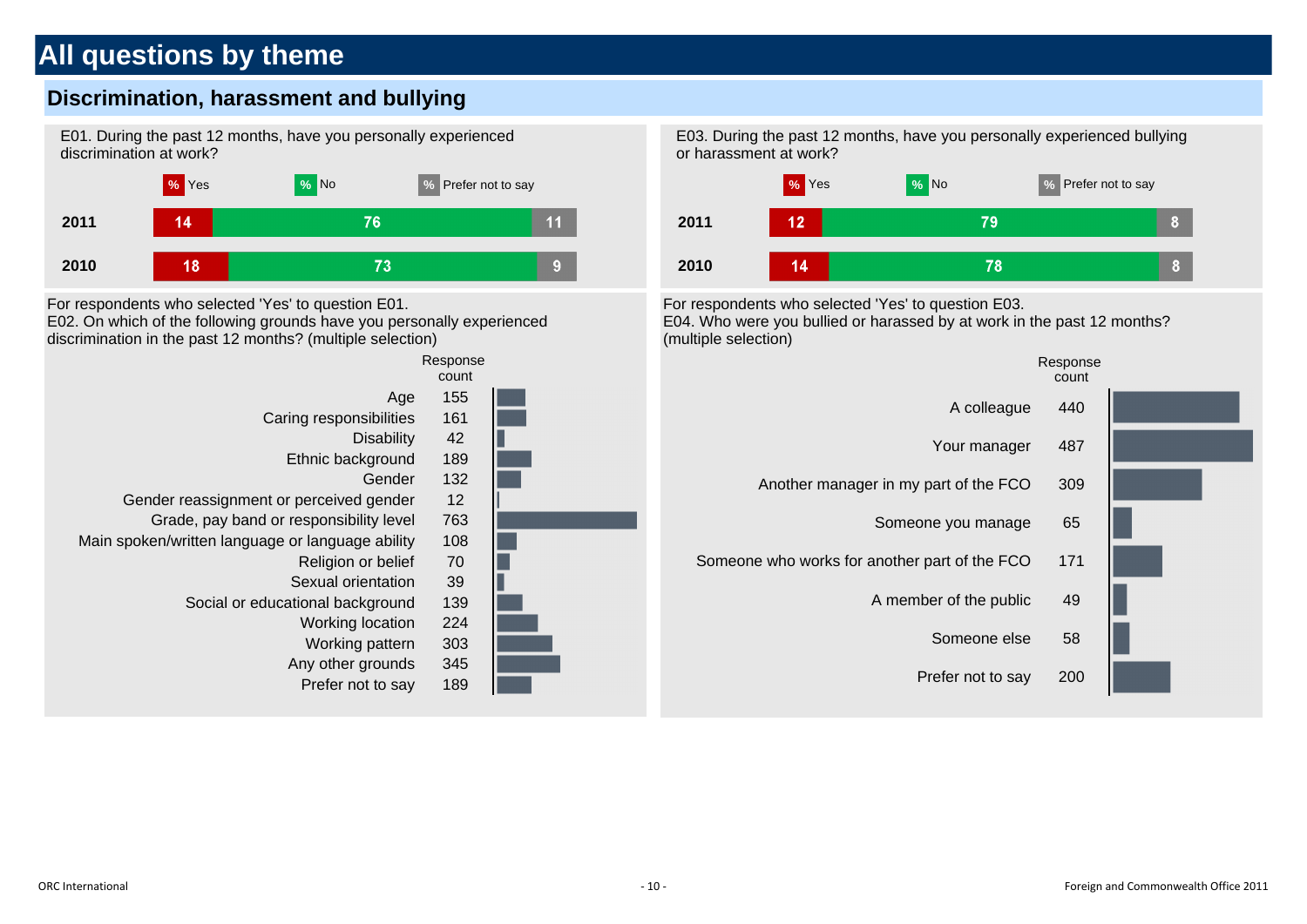# All questions by theme

## Discrimination, harassment and bullying

E01. During the past 12 months, have you personally experienced discrimination at work?

| | % Yes | % No | % Prefer not to say |
|---|---|---|---|
| 2011 | 14 | 76 | 11 |
| 2010 | 18 | 73 | 9 |

For respondents who selected 'Yes' to question E01.
E02. On which of the following grounds have you personally experienced discrimination in the past 12 months? (multiple selection)

| | Response count |
|---|---|
| Age | 155 |
| Caring responsibilities | 161 |
| Disability | 42 |
| Ethnic background | 189 |
| Gender | 132 |
| Gender reassignment or perceived gender | 12 |
| Grade, pay band or responsibility level | 763 |
| Main spoken/written language or language ability | 108 |
| Religion or belief | 70 |
| Sexual orientation | 39 |
| Social or educational background | 139 |
| Working location | 224 |
| Working pattern | 303 |
| Any other grounds | 345 |
| Prefer not to say | 189 |

E03. During the past 12 months, have you personally experienced bullying or harassment at work?

| | % Yes | % No | % Prefer not to say |
|---|---|---|---|
| 2011 | 12 | 79 | 8 |
| 2010 | 14 | 78 | 8 |

For respondents who selected 'Yes' to question E03.
E04. Who were you bullied or harassed by at work in the past 12 months? (multiple selection)

| | Response count |
|---|---|
| A colleague | 440 |
| Your manager | 487 |
| Another manager in my part of the FCO | 309 |
| Someone you manage | 65 |
| Someone who works for another part of the FCO | 171 |
| A member of the public | 49 |
| Someone else | 58 |
| Prefer not to say | 200 |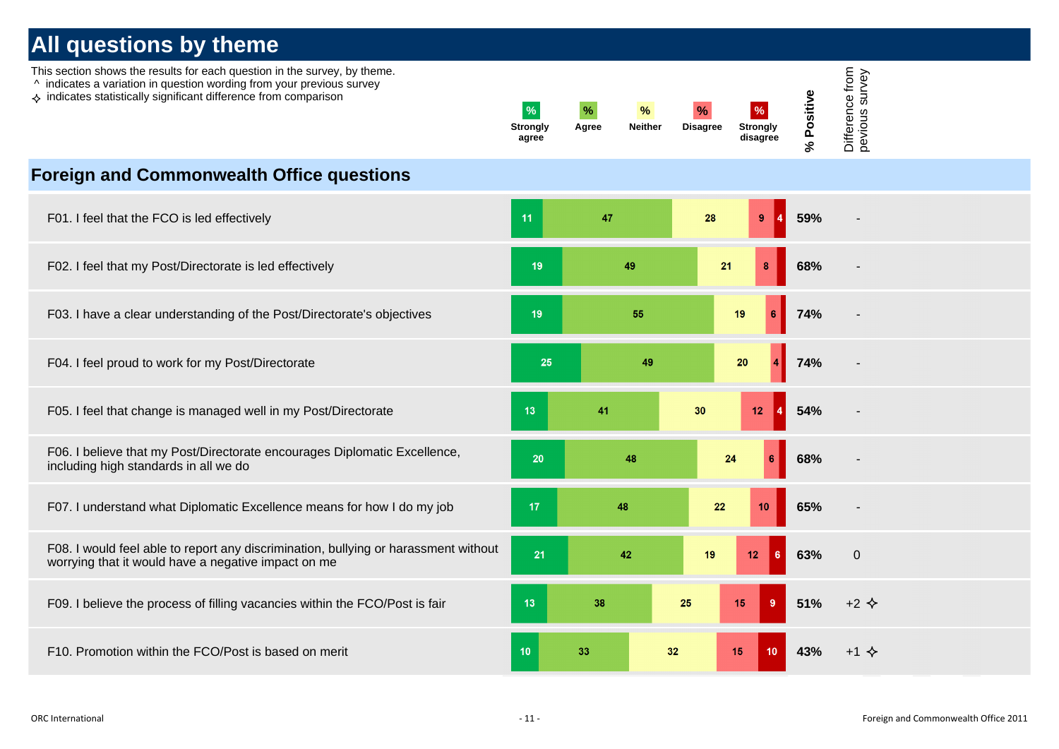# All questions by theme

This section shows the results for each question in the survey, by theme.
^ indicates a variation in question wording from your previous survey
✧ indicates statistically significant difference from comparison

## Foreign and Commonwealth Office questions

| Question | % Strongly agree | % Agree | % Neither | % Disagree | % Strongly disagree | % Positive | Difference from pevious survey |
|---|---|---|---|---|---|---|---|
| F01. I feel that the FCO is led effectively | 11 | 47 | 28 | 9 | 4 | 59% | - |
| F02. I feel that my Post/Directorate is led effectively | 19 | 49 | 21 | 8 | | 68% | - |
| F03. I have a clear understanding of the Post/Directorate's objectives | 19 | 55 | 19 | 6 | | 74% | - |
| F04. I feel proud to work for my Post/Directorate | 25 | 49 | 20 | 4 | | 74% | - |
| F05. I feel that change is managed well in my Post/Directorate | 13 | 41 | 30 | 12 | 4 | 54% | - |
| F06. I believe that my Post/Directorate encourages Diplomatic Excellence, including high standards in all we do | 20 | 48 | 24 | 6 | | 68% | - |
| F07. I understand what Diplomatic Excellence means for how I do my job | 17 | 48 | 22 | 10 | | 65% | - |
| F08. I would feel able to report any discrimination, bullying or harassment without worrying that it would have a negative impact on me | 21 | 42 | 19 | 12 | 6 | 63% | 0 |
| F09. I believe the process of filling vacancies within the FCO/Post is fair | 13 | 38 | 25 | 15 | 9 | 51% | +2 ✧ |
| F10. Promotion within the FCO/Post is based on merit | 10 | 33 | 32 | 15 | 10 | 43% | +1 ✧ |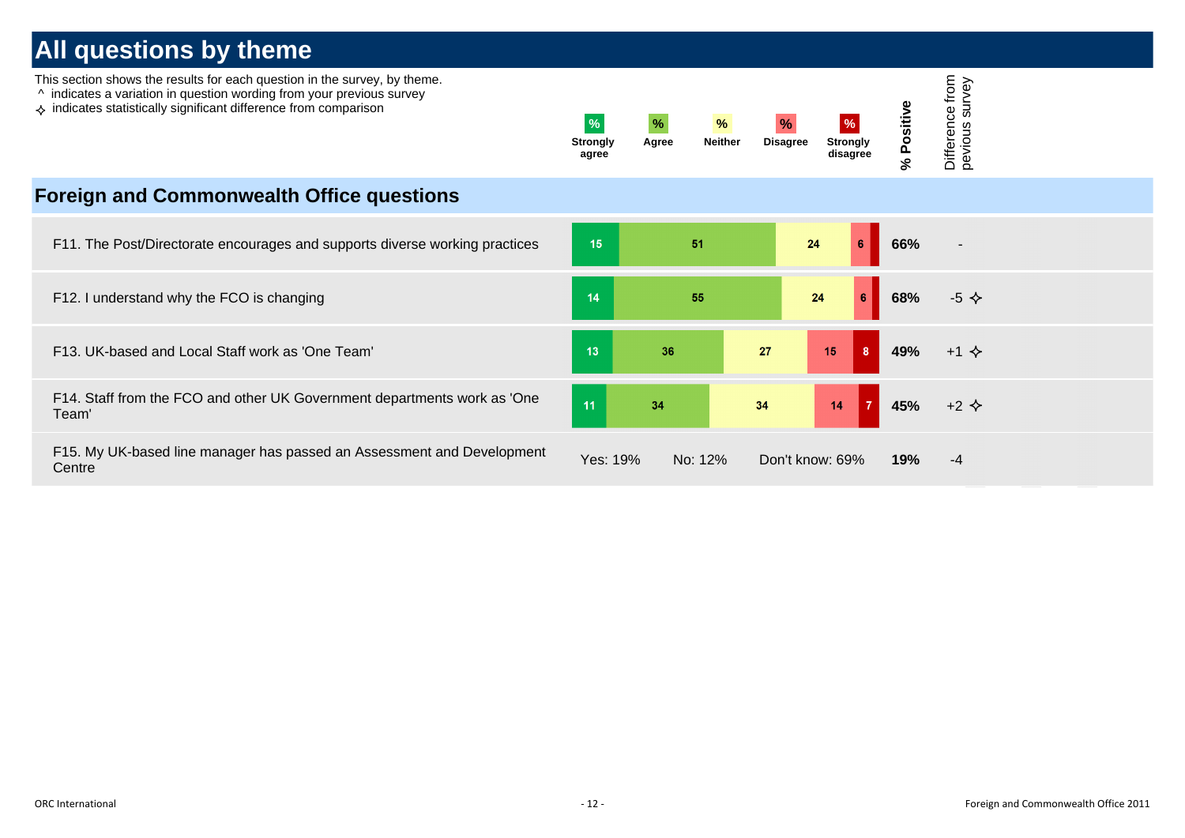# All questions by theme

This section shows the results for each question in the survey, by theme.
^ indicates a variation in question wording from your previous survey
✧ indicates statistically significant difference from comparison

## Foreign and Commonwealth Office questions

| Question | % Strongly agree | % Agree | % Neither | % Disagree | % Strongly disagree | % Positive | Difference from pevious survey |
|---|---|---|---|---|---|---|---|
| F11. The Post/Directorate encourages and supports diverse working practices | 15 | 51 | 24 | 6 | | 66% | - |
| F12. I understand why the FCO is changing | 14 | 55 | 24 | 6 | | 68% | -5 ✧ |
| F13. UK-based and Local Staff work as 'One Team' | 13 | 36 | 27 | 15 | 8 | 49% | +1 ✧ |
| F14. Staff from the FCO and other UK Government departments work as 'One Team' | 11 | 34 | 34 | 14 | 7 | 45% | +2 ✧ |
| F15. My UK-based line manager has passed an Assessment and Development Centre | Yes: 19% | No: 12% | Don't know: 69% | | | 19% | -4 |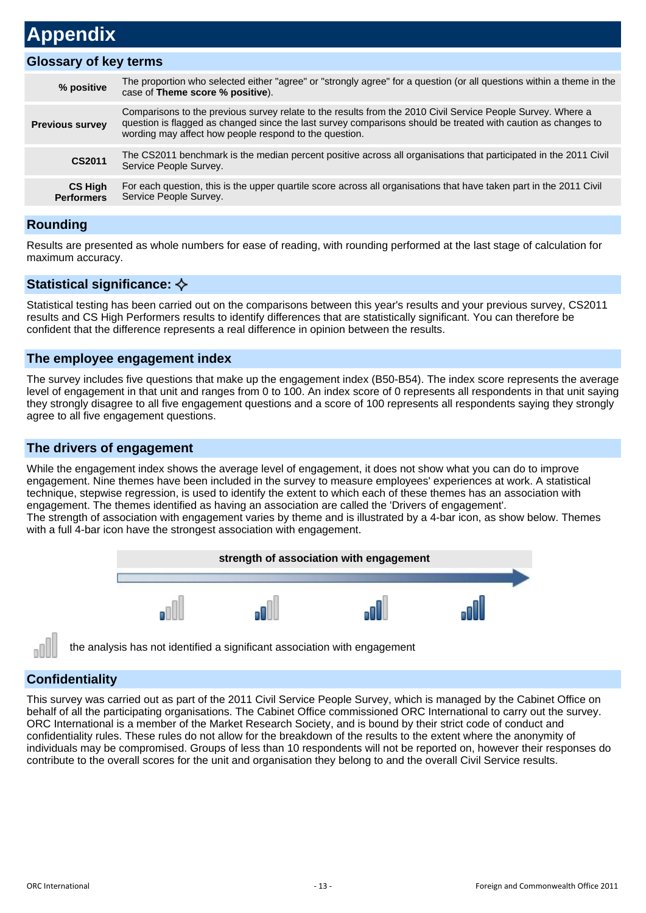# Appendix

## Glossary of key terms

| | |
|---|---|
| **% positive** | The proportion who selected either "agree" or "strongly agree" for a question (or all questions within a theme in the case of **Theme score % positive**). |
| **Previous survey** | Comparisons to the previous survey relate to the results from the 2010 Civil Service People Survey. Where a question is flagged as changed since the last survey comparisons should be treated with caution as changes to wording may affect how people respond to the question. |
| **CS2011** | The CS2011 benchmark is the median percent positive across all organisations that participated in the 2011 Civil Service People Survey. |
| **CS High Performers** | For each question, this is the upper quartile score across all organisations that have taken part in the 2011 Civil Service People Survey. |

## Rounding

Results are presented as whole numbers for ease of reading, with rounding performed at the last stage of calculation for maximum accuracy.

## Statistical significance: ✧

Statistical testing has been carried out on the comparisons between this year's results and your previous survey, CS2011 results and CS High Performers results to identify differences that are statistically significant. You can therefore be confident that the difference represents a real difference in opinion between the results.

## The employee engagement index

The survey includes five questions that make up the engagement index (B50-B54). The index score represents the average level of engagement in that unit and ranges from 0 to 100. An index score of 0 represents all respondents in that unit saying they strongly disagree to all five engagement questions and a score of 100 represents all respondents saying they strongly agree to all five engagement questions.

## The drivers of engagement

While the engagement index shows the average level of engagement, it does not show what you can do to improve engagement. Nine themes have been included in the survey to measure employees' experiences at work. A statistical technique, stepwise regression, is used to identify the extent to which each of these themes has an association with engagement. The themes identified as having an association are called the 'Drivers of engagement'.
The strength of association with engagement varies by theme and is illustrated by a 4-bar icon, as show below. Themes with a full 4-bar icon have the strongest association with engagement.

**strength of association with engagement**

the analysis has not identified a significant association with engagement

## Confidentiality

This survey was carried out as part of the 2011 Civil Service People Survey, which is managed by the Cabinet Office on behalf of all the participating organisations. The Cabinet Office commissioned ORC International to carry out the survey. ORC International is a member of the Market Research Society, and is bound by their strict code of conduct and confidentiality rules. These rules do not allow for the breakdown of the results to the extent where the anonymity of individuals may be compromised. Groups of less than 10 respondents will not be reported on, however their responses do contribute to the overall scores for the unit and organisation they belong to and the overall Civil Service results.